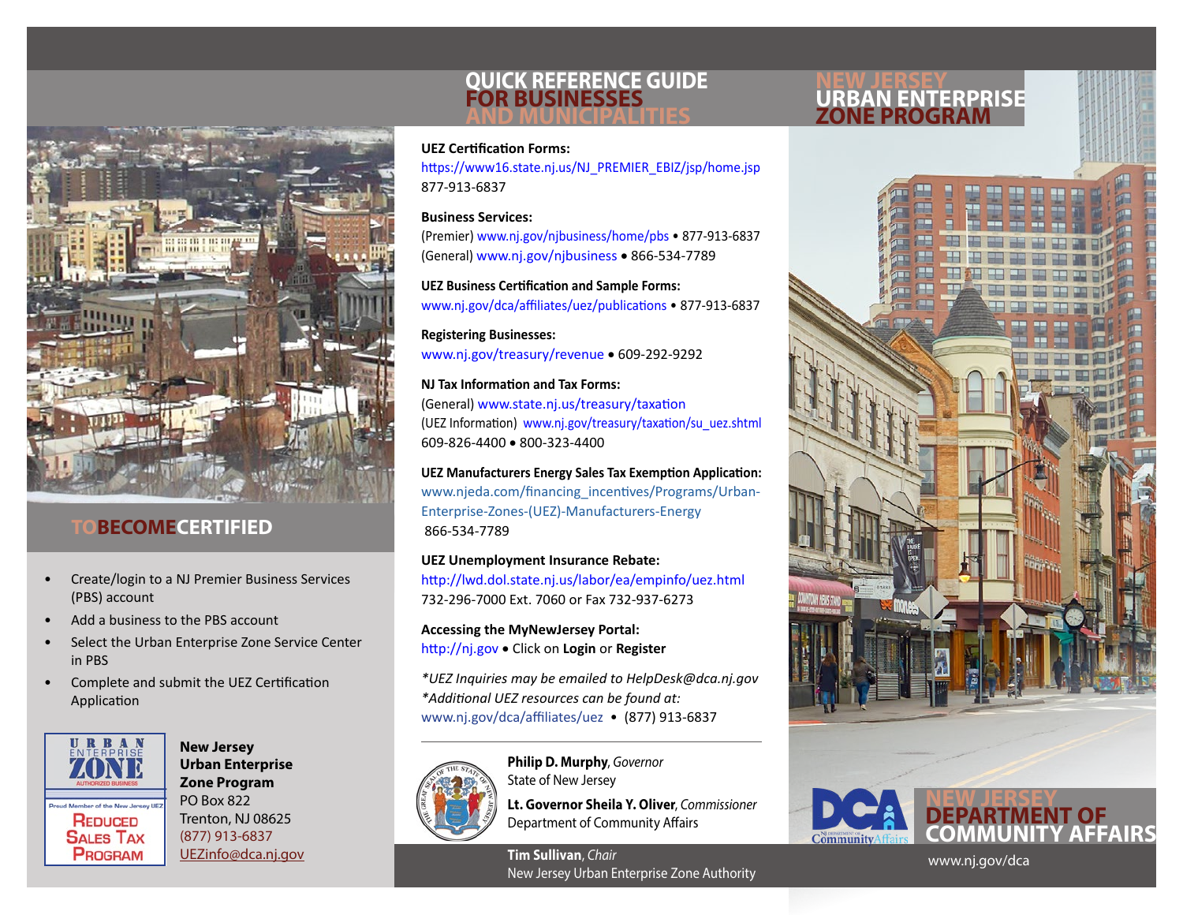# QUICK REFERENCE GUIDE FOR BUSINESSES AND MUNICIPALITIES

# NEW JERSEY URBAN ENTERPRISE ZONE PROGRAM

## TO BECOME CERTIFIED

- Create/login to a NJ Premier Business Services (PBS) account
- Add a business to the PBS account
- Select the Urban Enterprise Zone Service Center in PBS
- Complete and submit the UEZ Certification Application

**New Jersey Urban Enterprise Zone Program**
PO Box 822
Trenton, NJ 08625
(877) 913-6837
UEZinfo@dca.nj.gov

**UEZ Certification Forms:**
https://www16.state.nj.us/NJ_PREMIER_EBIZ/jsp/home.jsp
877-913-6837

**Business Services:**
(Premier) www.nj.gov/njbusiness/home/pbs • 877-913-6837
(General) www.nj.gov/njbusiness • 866-534-7789

**UEZ Business Certification and Sample Forms:**
www.nj.gov/dca/affiliates/uez/publications • 877-913-6837

**Registering Businesses:**
www.nj.gov/treasury/revenue • 609-292-9292

**NJ Tax Information and Tax Forms:**
(General) www.state.nj.us/treasury/taxation
(UEZ Information) www.nj.gov/treasury/taxation/su_uez.shtml
609-826-4400 • 800-323-4400

**UEZ Manufacturers Energy Sales Tax Exemption Application:**
www.njeda.com/financing_incentives/Programs/Urban-Enterprise-Zones-(UEZ)-Manufacturers-Energy
866-534-7789

**UEZ Unemployment Insurance Rebate:**
http://lwd.dol.state.nj.us/labor/ea/empinfo/uez.html
732-296-7000 Ext. 7060 or Fax 732-937-6273

**Accessing the MyNewJersey Portal:**
http://nj.gov • Click on **Login** or **Register**

*\*UEZ Inquiries may be emailed to HelpDesk@dca.nj.gov*
*\*Additional UEZ resources can be found at:*
www.nj.gov/dca/affiliates/uez • (877) 913-6837

---

**Philip D. Murphy**, *Governor*
State of New Jersey

**Lt. Governor Sheila Y. Oliver**, *Commissioner*
Department of Community Affairs

**Tim Sullivan**, *Chair*
New Jersey Urban Enterprise Zone Authority

## NEW JERSEY DEPARTMENT OF COMMUNITY AFFAIRS

www.nj.gov/dca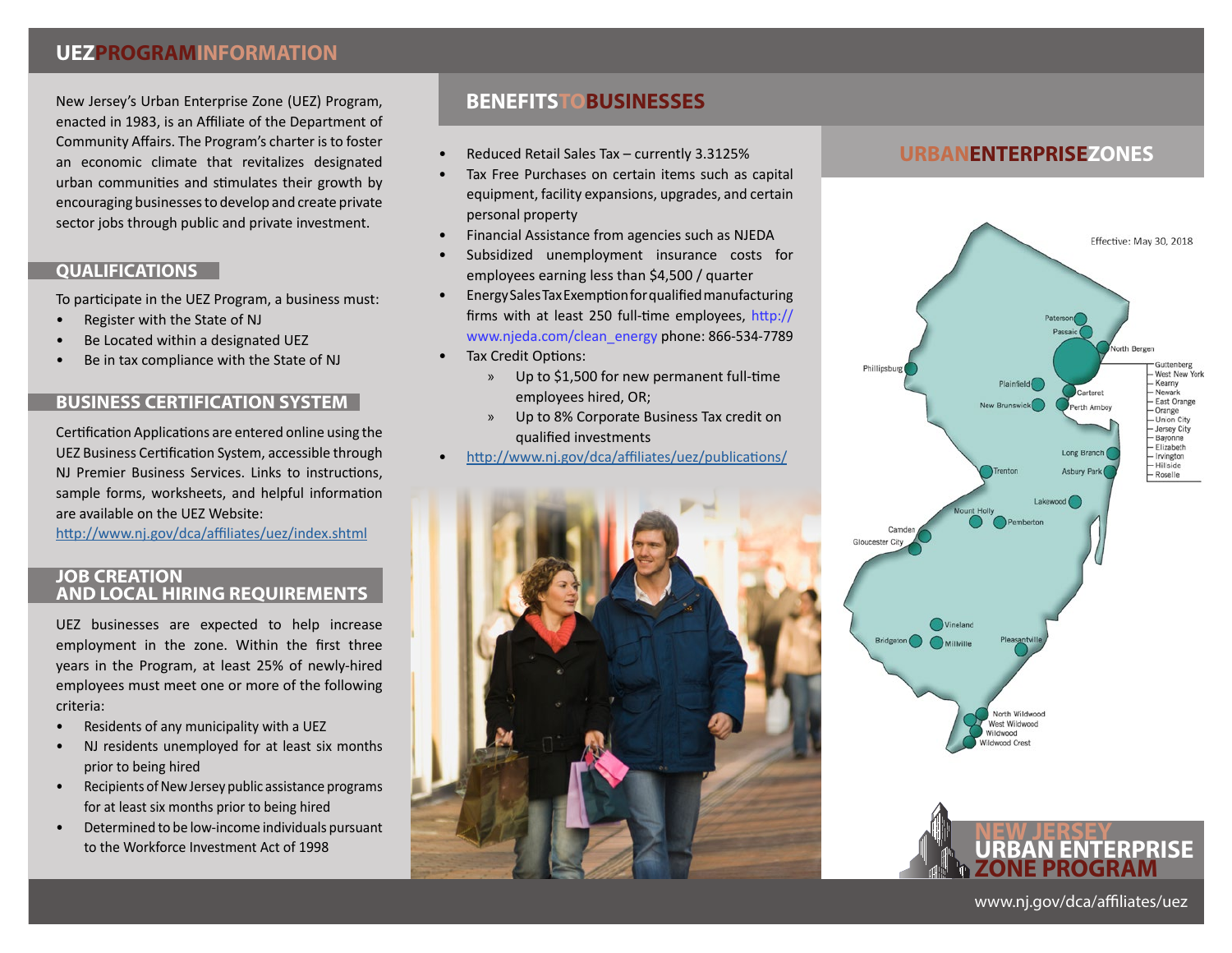## UEZ PROGRAM INFORMATION

New Jersey's Urban Enterprise Zone (UEZ) Program, enacted in 1983, is an Affiliate of the Department of Community Affairs. The Program's charter is to foster an economic climate that revitalizes designated urban communities and stimulates their growth by encouraging businesses to develop and create private sector jobs through public and private investment.

### QUALIFICATIONS

To participate in the UEZ Program, a business must:

- Register with the State of NJ
- Be Located within a designated UEZ
- Be in tax compliance with the State of NJ

### BUSINESS CERTIFICATION SYSTEM

Certification Applications are entered online using the UEZ Business Certification System, accessible through NJ Premier Business Services. Links to instructions, sample forms, worksheets, and helpful information are available on the UEZ Website:
http://www.nj.gov/dca/affiliates/uez/index.shtml

### JOB CREATION AND LOCAL HIRING REQUIREMENTS

UEZ businesses are expected to help increase employment in the zone. Within the first three years in the Program, at least 25% of newly-hired employees must meet one or more of the following criteria:

- Residents of any municipality with a UEZ
- NJ residents unemployed for at least six months prior to being hired
- Recipients of New Jersey public assistance programs for at least six months prior to being hired
- Determined to be low-income individuals pursuant to the Workforce Investment Act of 1998

## BENEFITS TO BUSINESSES

- Reduced Retail Sales Tax – currently 3.3125%
- Tax Free Purchases on certain items such as capital equipment, facility expansions, upgrades, and certain personal property
- Financial Assistance from agencies such as NJEDA
- Subsidized unemployment insurance costs for employees earning less than $4,500 / quarter
- Energy Sales Tax Exemption for qualified manufacturing firms with at least 250 full-time employees, http://www.njeda.com/clean_energy phone: 866-534-7789
- Tax Credit Options:
  - Up to $1,500 for new permanent full-time employees hired, OR;
  - Up to 8% Corporate Business Tax credit on qualified investments
- http://www.nj.gov/dca/affiliates/uez/publications/

## URBAN ENTERPRISE ZONES

Effective: May 30, 2018

Paterson
Passaic
North Bergen
Phillipsburg
Plainfield
Carteret
New Brunswick
Perth Amboy
Guttenberg
West New York
Kearny
Newark
East Orange
Orange
Union City
Jersey City
Bayonne
Elizabeth
Irvington
Hillside
Roselle
Long Branch
Trenton
Asbury Park
Lakewood
Mount Holly
Pemberton
Camden
Gloucester City
Vineland
Bridgeton
Millville
Pleasantville
North Wildwood
West Wildwood
Wildwood
Wildwood Crest

NEW JERSEY URBAN ENTERPRISE ZONE PROGRAM

www.nj.gov/dca/affiliates/uez